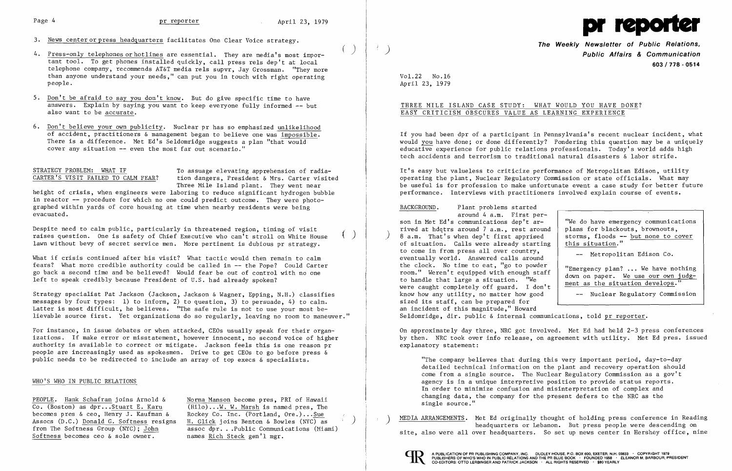3. News center or press headquarters facilitates One Clear Voice strategy.

4. Press-only telephones or hotlines are essential. They are media's most important tool. To get phones installed quickly, call press rels dep't at local telephone company, recommends AT&T media rels supvr, Jay Grossman. "They more than anyone understand your needs," can put you in touch with right operating people.

5. Don't be afraid to say you don't know. But do give specific time to have answers. Explain by saying you want to keep everyone fully informed -- but also want to be accurate.

6. Don't believe your own publicity. Nuclear pr has so emphasized unlikelihood of accident, practitioners & management began to believe one was impossible. There is a difference. Met Ed's Seldomridge suggests a plan "that would cover any situation -- even the most far out scenario."

**STRATEGY PROBLEM: WHAT IF CARTER'S VISIT FAILED TO CALM FEAR?** To assuage elevating apprehension of radiation dangers, President & Mrs. Carter visited Three Mile Island plant. They went near height of crisis, when engineers were laboring to reduce significant hydrogen bubble in reactor -- procedure for which no one could predict outcome. They were photographed within yards of core housing at time when nearby residents were being evacuated.

Despite need to calm public, particularly in threatened region, timing of visit raises question. One is safety of Chief Executive who can't stroll on White House lawn without bevy of secret service men. More pertinent is dubious pr strategy.

What if crisis continued after his visit? What tactic would then remain to calm fears? What more credible authority could be called in -- the Pope? Could Carter go back a second time and be believed? Would fear be out of control with no one left to speak credibly because President of U.S. had already spoken?

Strategy specialist Pat Jackson (Jackson, Jackson & Wagner, Epping, N.H.) classifies messages by four types: 1) to inform, 2) to question, 3) to persuade, 4) to calm. Latter is most difficult, he believes. "The safe rule is not to use your most believable source first. Yet organizations do so regularly, leaving no room to maneuver."

For instance, in issue debates or when attacked, CEOs usually speak for their organizations. If make error or misstatement, however innocent, no second voice of higher authority is available to correct or mitigate. Jackson feels this is one reason pr people are increasingly used as spokesmen. Drive to get CEOs to go before press & public needs to be redirected to include an array of top execs & specialists.

## WHO'S WHO IN PUBLIC RELATIONS

PEOPLE. Hank Schafran joins Arnold & Co. (Boston) as dpr...Stuart E. Karu becomes pres & ceo, Henry J. Kaufman & Assocs (D.C.) Donald G. Softness resigns from The Softness Group (NYC); John Softness becomes ceo & sole owner. Norma Manson become pres, PRI of Hawaii (Hilo)...W. W. Marsh is named pres, The Rockey Co. Inc. (Portland, Ore.)...Sue H. Glick joins Benton & Bowles (NYC) as assoc dpr...Public Communications (Miami) names Rich Steck gen'l mgr.

---

# pr reporter

**The Weekly Newsletter of Public Relations, Public Affairs & Communication**
603 / 778 - 0514

Vol.22 No.16
April 23, 1979

## THREE MILE ISLAND CASE STUDY: WHAT WOULD YOU HAVE DONE? EASY CRITICISM OBSCURES VALUE AS LEARNING EXPERIENCE

If you had been dpr of a participant in Pennsylvania's recent nuclear incident, what would you have done; or done differently? Pondering this question may be a uniquely educative experience for public relations professionals. Today's world adds high tech accidents and terrorism to traditional natural disasters & labor strife.

It's easy but valueless to criticize performance of Metropolitan Edison, utility operating the plant, Nuclear Regulatory Commission or state officials. What may be useful is for profession to make unfortunate event a case study for better future performance. Interviews with practitioners involved explain course of events.

> "We do have emergency communications plans for blackouts, brownouts, storms, floods -- but none to cover this situation."
>
> -- Metropolitan Edison Co.
>
> "Emergency plan? ... We have nothing down on paper. We use our own judgment as the situation develops."
>
> -- Nuclear Regulatory Commission

BACKGROUND. Plant problems started around 4 a.m. First person in Met Ed's communications dep't arrived at hdqtrs around 7 a.m., rest around 8 a.m. That's when dep't first apprised of situation. Calls were already starting to come in from press all over country, eventually world. Answered calls around the clock. No time to eat, "go to powder room." Weren't equipped with enough staff to handle that large a situation. "We were caught completely off guard. I don't know how any utility, no matter how good sized its staff, can be prepared for an incident of this magnitude," Howard Seldomridge, dir. public & internal communications, told pr reporter.

On approximately day three, NRC got involved. Met Ed had held 2-3 press conferences by then. NRC took over info release, on agreement with utility. Met Ed pres. issued explanatory statement:

> "The company believes that during this very important period, day-to-day detailed technical information on the plant and recovery operation should come from a single source. The Nuclear Regulatory Commission as a gov't agency is in a unique interpretive position to provide status reports. In order to minimize confusion and misinterpretation of complex and changing data, the company for the present defers to the NRC as the single source."

MEDIA ARRANGEMENTS. Met Ed originally thought of holding press conference in Reading headquarters or Lebanon. But press people were descending on site, also were all over headquarters. So set up news center in Hershey office, nine

A PUBLICATION OF PR PUBLISHING COMPANY, INC. DUDLEY HOUSE, P.O. BOX 600, EXETER, N.H. 03833 · COPYRIGHT 1979 PUBLISHERS OF WHO'S WHO IN PUBLIC RELATIONS AND THE PR BLUE BOOK · FOUNDED 1958 · ELEANOR M. BARBOUR, PRESIDENT CO-EDITORS: OTTO LERBINGER AND PATRICK JACKSON · ALL RIGHTS RESERVED · $80 YEARLY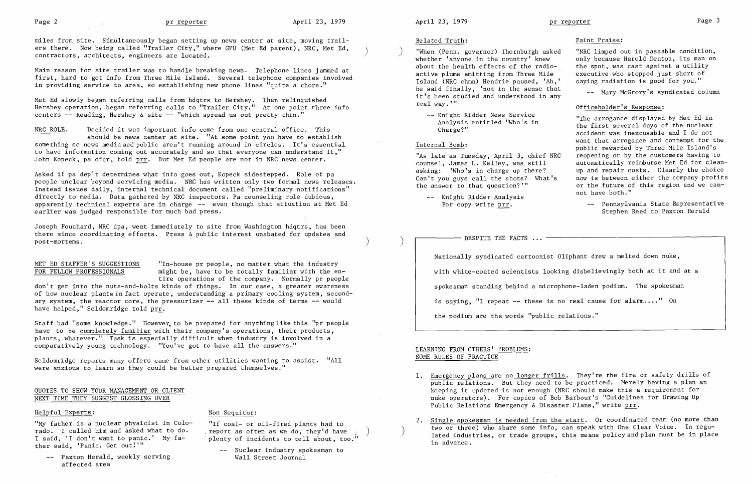miles from site. Simultaneously began setting up news center at site, moving trailers there. Now being called "Trailer City," where GPU (Met Ed parent), NRC, Met Ed, contractors, architects, engineers are located.

Main reason for site trailer was to handle breaking news. Telephone lines jammed at first, hard to get info from Three Mile Island. Several telephone companies involved in providing service to area, so establishing new phone lines "quite a chore."

Met Ed slowly began referring calls from hdqtrs to Hershey. Then relinquished Hershey operation, began referring calls to "Trailer City." At one point three info centers -- Reading, Hershey & site -- "which spread us out pretty thin."

NRC ROLE. Decided it was important info come from one central office. This should be news center at site. "At some point you have to establish something so news media and public aren't running around in circles. It's essential to have information coming out accurately and so that everyone can understand it," John Kopeck, pa ofcr, told prr. But Met Ed people are not in NRC news center.

Asked if pa dep't determines what info goes out, Kopeck sidestepped. Role of pa people unclear beyond servicing media. NRC has written only two formal news releases. Instead issues daily, internal technical document called "preliminary notifications" directly to media. Data gathered by NRC inspectors. Pa counseling role dubious, apparently technical experts are in charge -- even though that situation at Met Ed earlier was judged responsible for much bad press.

Joseph Fouchard, NRC dpa, went immediately to site from Washington hdqtrs, has been there since coordinating efforts. Press & public interest unabated for updates and post-mortems.

MET ED STAFFER'S SUGGESTIONS FOR FELLOW PROFESSIONALS "In-house pr people, no matter what the industry might be, have to be totally familiar with the entire operations of the company. Normally pr people don't get into the nuts-and-bolts kinds of things. In our case, a greater awareness of how nuclear plants in fact operate, understanding a primary cooling system, secondary system, the reactor core, the pressurizer -- all these kinds of terms -- would have helped," Seldomridge told prr.

Staff had "some knowledge." However, to be prepared for anything like this "pr people have to be completely familiar with their company's operations, their products, plants, whatever." Task is especially difficult when industry is involved in a comparatively young technology. "You've got to have all the answers."

Seldomridge reports many offers came from other utilities wanting to assist. "All were anxious to learn so they could be better prepared themselves."

## QUOTES TO SHOW YOUR MANAGEMENT OR CLIENT NEXT TIME THEY SUGGEST GLOSSING OVER

### Helpful Experts:

"My father is a nuclear physicist in Colorado. I called him and asked what to do. I said, 'I don't want to panic.' My father said, 'Panic. Get out!'"

-- Paxton Herald, weekly serving affected area

### Non Sequitur:

"If coal- or oil-fired plants had to report as often as we do, they'd have plenty of incidents to tell about, too."

-- Nuclear industry spokesman to Wall Street Journal

### Belated Truth:

"When (Penn. governor) Thornburgh asked whether 'anyone in the country' knew about the health effects of the radioactive plume emitting from Three Mile Island (NRC chmn) Hendrie paused, 'Ah,' he said finally, 'not in the sense that it's been studied and understood in any real way.'"

-- Knight Ridder News Service Analysis entitled "Who's in Charge?"

### Internal Bomb:

"As late as Tuesday, April 3, chief NRC counsel, James L. Kelley, was still asking: 'Who's in charge up there? Can't you guys call the shots? What's the answer to that question?'"

-- Knight Ridder Analysis For copy write prr.

### Faint Praise:

"NRC limped out in passable condition, only because Harold Denton, its man on the spot, was cast against a utility executive who stopped just short of saying radiation is good for you."

-- Mary McGrory's syndicated column

### Officeholder's Response:

"The arrogance displayed by Met Ed in the first several days of the nuclear accident was inexcusable and I do not want that arrogance and contempt for the public rewarded by Three Mile Island's reopening or by the customers having to automatically reimburse Met Ed for cleanup and repair costs. Clearly the choice now is between either the company profits or the future of this region and we cannot have both."

-- Pennsylvania State Representative Stephen Reed to Paxton Herald

### DESPITE THE FACTS ...

Nationally syndicated cartoonist Oliphant drew a melted down nuke, with white-coated scientists looking disbelievingly both at it and at a spokesman standing behind a microphone-laden podium. The spokesman is saying, "I repeat -- these is no real cause for alarm...." On the podium are the words "public relations."

## LEARNING FROM OTHERS' PROBLEMS: SOME RULES OF PRACTICE

1. Emergency plans are no longer frills. They're the fire or safety drills of public relations. But they need to be practiced. Merely having a plan an keeping it updated is not enough (NRC should make this a requirement for nuke operators). For copies of Bob Barbour's "Guidelines for Drawing Up Public Relations Emergency & Disaster Plans," write prr.

2. Single spokesman is needed from the start. Or coordinated team (no more than two or three) who share same info, can speak with One Clear Voice. In regulated industries, or trade groups, this means policy and plan must be in place in advance.